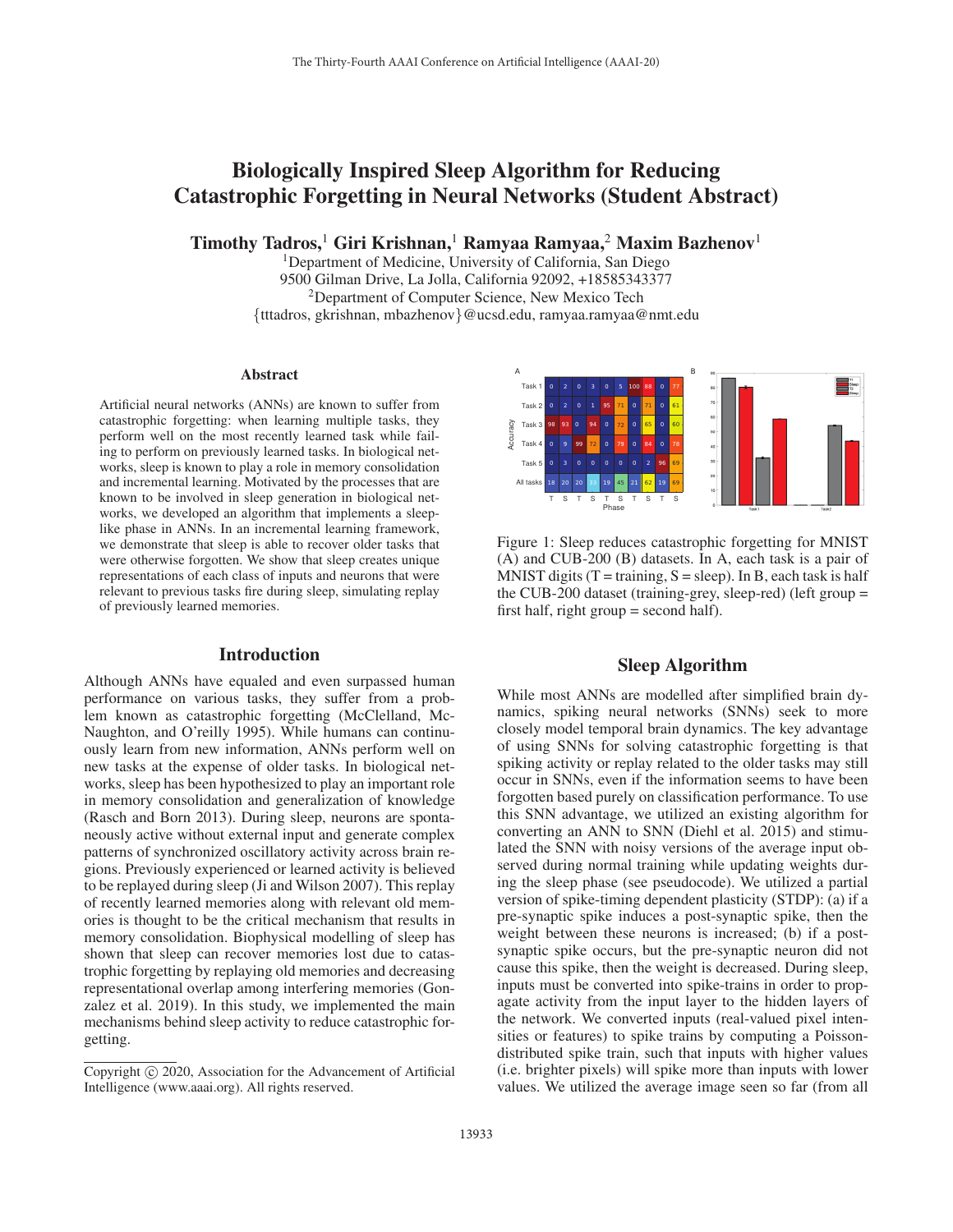# Biologically Inspired Sleep Algorithm for Reducing Catastrophic Forgetting in Neural Networks (Student Abstract)

**Timothy Tadros,[1] Giri Krishnan,[1] Ramyaa Ramyaa,[2] Maxim Bazhenov[1]**

[1]Department of Medicine, University of California, San Diego
9500 Gilman Drive, La Jolla, California 92092, +18585343377
[2]Department of Computer Science, New Mexico Tech
{tttadros, gkrishnan, mbazhenov}@ucsd.edu, ramyaa.ramyaa@nmt.edu

## Abstract

Artificial neural networks (ANNs) are known to suffer from catastrophic forgetting: when learning multiple tasks, they perform well on the most recently learned task while failing to perform on previously learned tasks. In biological networks, sleep is known to play a role in memory consolidation and incremental learning. Motivated by the processes that are known to be involved in sleep generation in biological networks, we developed an algorithm that implements a sleep-like phase in ANNs. In an incremental learning framework, we demonstrate that sleep is able to recover older tasks that were otherwise forgotten. We show that sleep creates unique representations of each class of inputs and neurons that were relevant to previous tasks fire during sleep, simulating replay of previously learned memories.

## Introduction

Although ANNs have equaled and even surpassed human performance on various tasks, they suffer from a problem known as catastrophic forgetting (McClelland, McNaughton, and O'reilly 1995). While humans can continuously learn from new information, ANNs perform well on new tasks at the expense of older tasks. In biological networks, sleep has been hypothesized to play an important role in memory consolidation and generalization of knowledge (Rasch and Born 2013). During sleep, neurons are spontaneously active without external input and generate complex patterns of synchronized oscillatory activity across brain regions. Previously experienced or learned activity is believed to be replayed during sleep (Ji and Wilson 2007). This replay of recently learned memories along with relevant old memories is thought to be the critical mechanism that results in memory consolidation. Biophysical modelling of sleep has shown that sleep can recover memories lost due to catastrophic forgetting by replaying old memories and decreasing representational overlap among interfering memories (Gonzalez et al. 2019). In this study, we implemented the main mechanisms behind sleep activity to reduce catastrophic forgetting.

Figure 1: Sleep reduces catastrophic forgetting for MNIST (A) and CUB-200 (B) datasets. In A, each task is a pair of MNIST digits (T = training, S = sleep). In B, each task is half the CUB-200 dataset (training-grey, sleep-red) (left group = first half, right group = second half).

## Sleep Algorithm

While most ANNs are modelled after simplified brain dynamics, spiking neural networks (SNNs) seek to more closely model temporal brain dynamics. The key advantage of using SNNs for solving catastrophic forgetting is that spiking activity or replay related to the older tasks may still occur in SNNs, even if the information seems to have been forgotten based purely on classification performance. To use this SNN advantage, we utilized an existing algorithm for converting an ANN to SNN (Diehl et al. 2015) and stimulated the SNN with noisy versions of the average input observed during normal training while updating weights during the sleep phase (see pseudocode). We utilized a partial version of spike-timing dependent plasticity (STDP): (a) if a pre-synaptic spike induces a post-synaptic spike, then the weight between these neurons is increased; (b) if a post-synaptic spike occurs, but the pre-synaptic neuron did not cause this spike, then the weight is decreased. During sleep, inputs must be converted into spike-trains in order to propagate activity from the input layer to the hidden layers of the network. We converted inputs (real-valued pixel intensities or features) to spike trains by computing a Poisson-distributed spike train, such that inputs with higher values (i.e. brighter pixels) will spike more than inputs with lower values. We utilized the average image seen so far (from all

Copyright © 2020, Association for the Advancement of Artificial Intelligence (www.aaai.org). All rights reserved.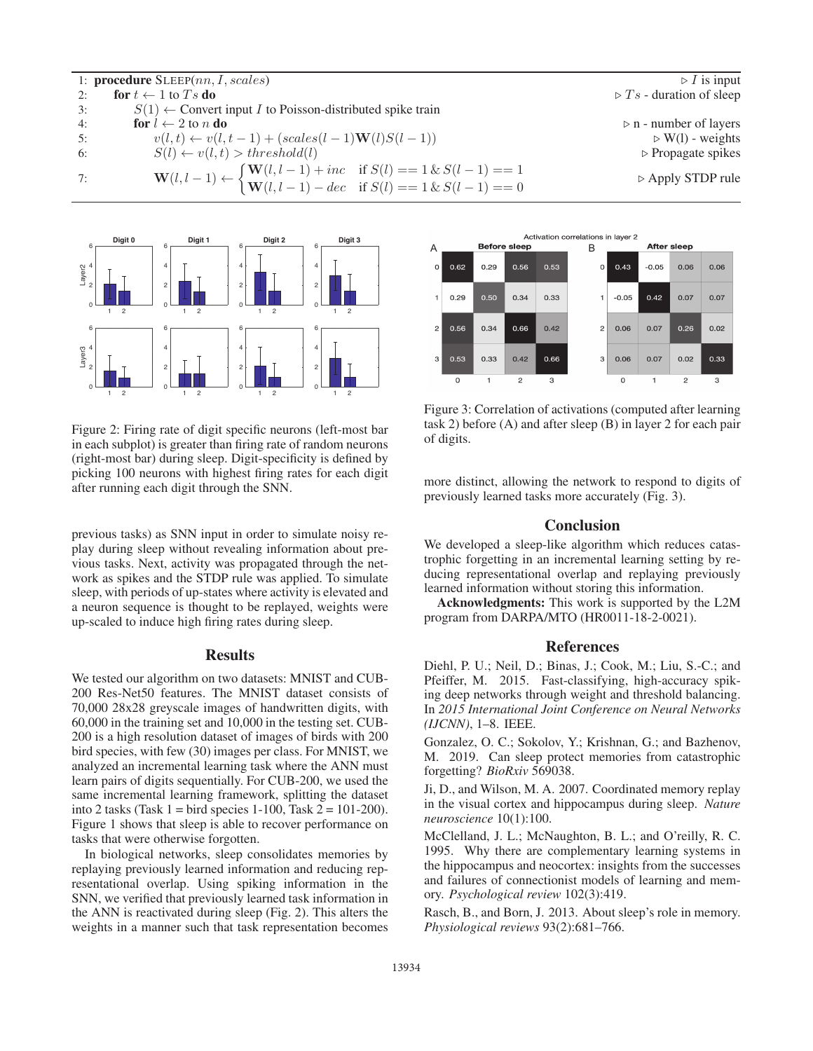```
1: procedure SLEEP(nn, I, scales)                                    ▷ I is input
2:     for t ← 1 to Ts do                                            ▷ Ts - duration of sleep
3:         S(1) ← Convert input I to Poisson-distributed spike train
4:         for l ← 2 to n do                                         ▷ n - number of layers
5:             v(l,t) ← v(l,t−1) + (scales(l−1)W(l)S(l−1))           ▷ W(l) - weights
6:             S(l) ← v(l,t) > threshold(l)                          ▷ Propagate spikes
7:             W(l,l−1) ← { W(l,l−1) + inc   if S(l) == 1 & S(l−1) == 1    ▷ Apply STDP rule
                          { W(l,l−1) − dec   if S(l) == 1 & S(l−1) == 0
```

Digit 0
Digit 1
Digit 2
Digit 3
Layer2
Layer3

Figure 2: Firing rate of digit specific neurons (left-most bar in each subplot) is greater than firing rate of random neurons (right-most bar) during sleep. Digit-specificity is defined by picking 100 neurons with highest firing rates for each digit after running each digit through the SNN.

Activation correlations in layer 2

A Before sleep

B After sleep

Figure 3: Correlation of activations (computed after learning task 2) before (A) and after sleep (B) in layer 2 for each pair of digits.

previous tasks) as SNN input in order to simulate noisy replay during sleep without revealing information about previous tasks. Next, activity was propagated through the network as spikes and the STDP rule was applied. To simulate sleep, with periods of up-states where activity is elevated and a neuron sequence is thought to be replayed, weights were up-scaled to induce high firing rates during sleep.

## Results

We tested our algorithm on two datasets: MNIST and CUB-200 Res-Net50 features. The MNIST dataset consists of 70,000 28x28 greyscale images of handwritten digits, with 60,000 in the training set and 10,000 in the testing set. CUB-200 is a high resolution dataset of images of birds with 200 bird species, with few (30) images per class. For MNIST, we analyzed an incremental learning task where the ANN must learn pairs of digits sequentially. For CUB-200, we used the same incremental learning framework, splitting the dataset into 2 tasks (Task 1 = bird species 1-100, Task 2 = 101-200). Figure 1 shows that sleep is able to recover performance on tasks that were otherwise forgotten.

In biological networks, sleep consolidates memories by replaying previously learned information and reducing representational overlap. Using spiking information in the SNN, we verified that previously learned task information in the ANN is reactivated during sleep (Fig. 2). This alters the weights in a manner such that task representation becomes more distinct, allowing the network to respond to digits of previously learned tasks more accurately (Fig. 3).

## Conclusion

We developed a sleep-like algorithm which reduces catastrophic forgetting in an incremental learning setting by reducing representational overlap and replaying previously learned information without storing this information.

**Acknowledgments:** This work is supported by the L2M program from DARPA/MTO (HR0011-18-2-0021).

## References

Diehl, P. U.; Neil, D.; Binas, J.; Cook, M.; Liu, S.-C.; and Pfeiffer, M. 2015. Fast-classifying, high-accuracy spiking deep networks through weight and threshold balancing. In *2015 International Joint Conference on Neural Networks (IJCNN)*, 1–8. IEEE.

Gonzalez, O. C.; Sokolov, Y.; Krishnan, G.; and Bazhenov, M. 2019. Can sleep protect memories from catastrophic forgetting? *BioRxiv* 569038.

Ji, D., and Wilson, M. A. 2007. Coordinated memory replay in the visual cortex and hippocampus during sleep. *Nature neuroscience* 10(1):100.

McClelland, J. L.; McNaughton, B. L.; and O'reilly, R. C. 1995. Why there are complementary learning systems in the hippocampus and neocortex: insights from the successes and failures of connectionist models of learning and memory. *Psychological review* 102(3):419.

Rasch, B., and Born, J. 2013. About sleep's role in memory. *Physiological reviews* 93(2):681–766.